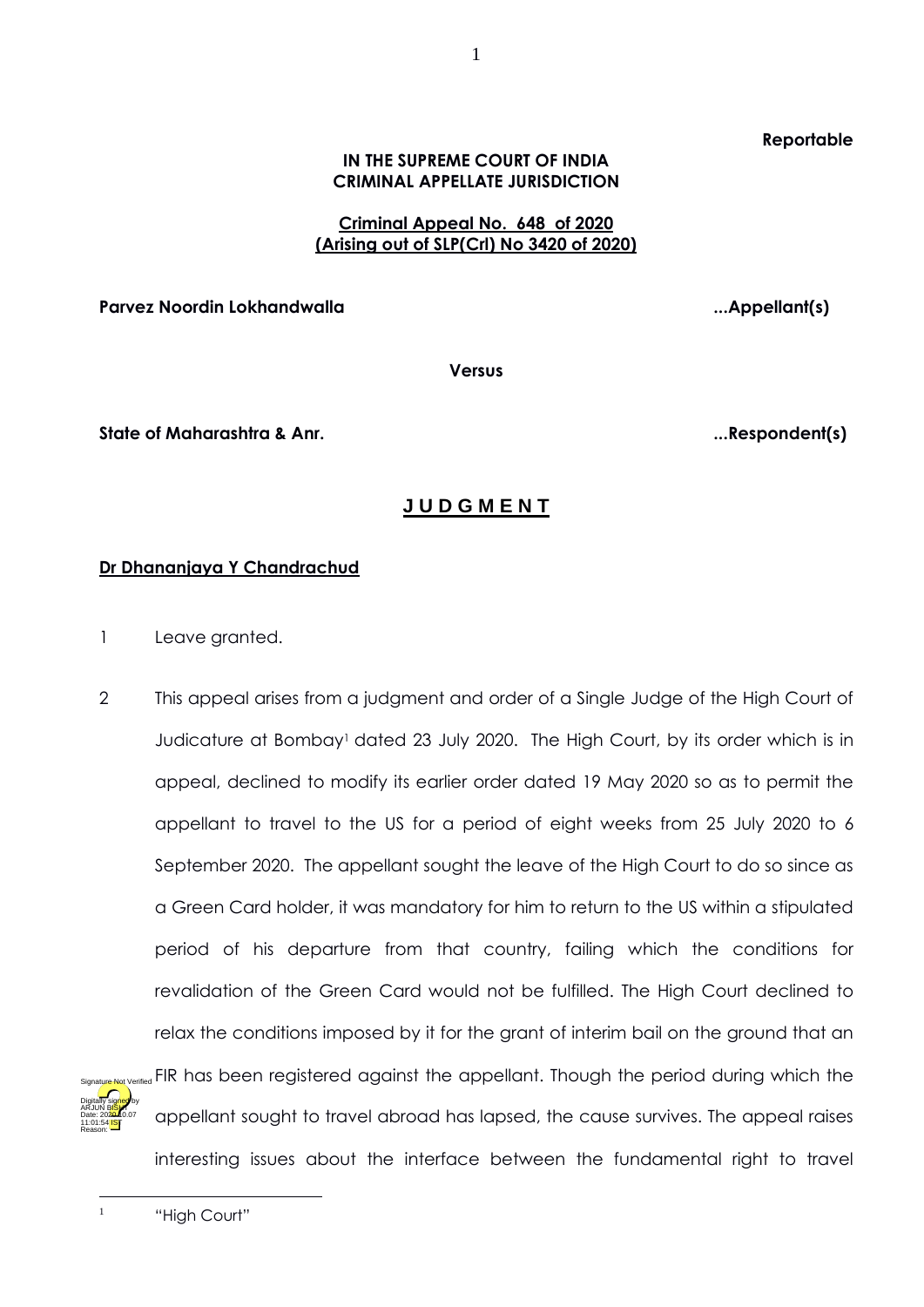**Reportable**

**IN THE SUPREME COURT OF INDIA**
**CRIMINAL APPELLATE JURISDICTION**

**Criminal Appeal No. 648 of 2020**
**(Arising out of SLP(Crl) No 3420 of 2020)**

**Parvez Noordin Lokhandwalla ...Appellant(s)**

**Versus**

**State of Maharashtra & Anr. ...Respondent(s)**

# J U D G M E N T

**Dr Dhananjaya Y Chandrachud**

1 Leave granted.

2 This appeal arises from a judgment and order of a Single Judge of the High Court of Judicature at Bombay[1] dated 23 July 2020. The High Court, by its order which is in appeal, declined to modify its earlier order dated 19 May 2020 so as to permit the appellant to travel to the US for a period of eight weeks from 25 July 2020 to 6 September 2020. The appellant sought the leave of the High Court to do so since as a Green Card holder, it was mandatory for him to return to the US within a stipulated period of his departure from that country, failing which the conditions for revalidation of the Green Card would not be fulfilled. The High Court declined to relax the conditions imposed by it for the grant of interim bail on the ground that an FIR has been registered against the appellant. Though the period during which the appellant sought to travel abroad has lapsed, the cause survives. The appeal raises interesting issues about the interface between the fundamental right to travel

[1] "High Court"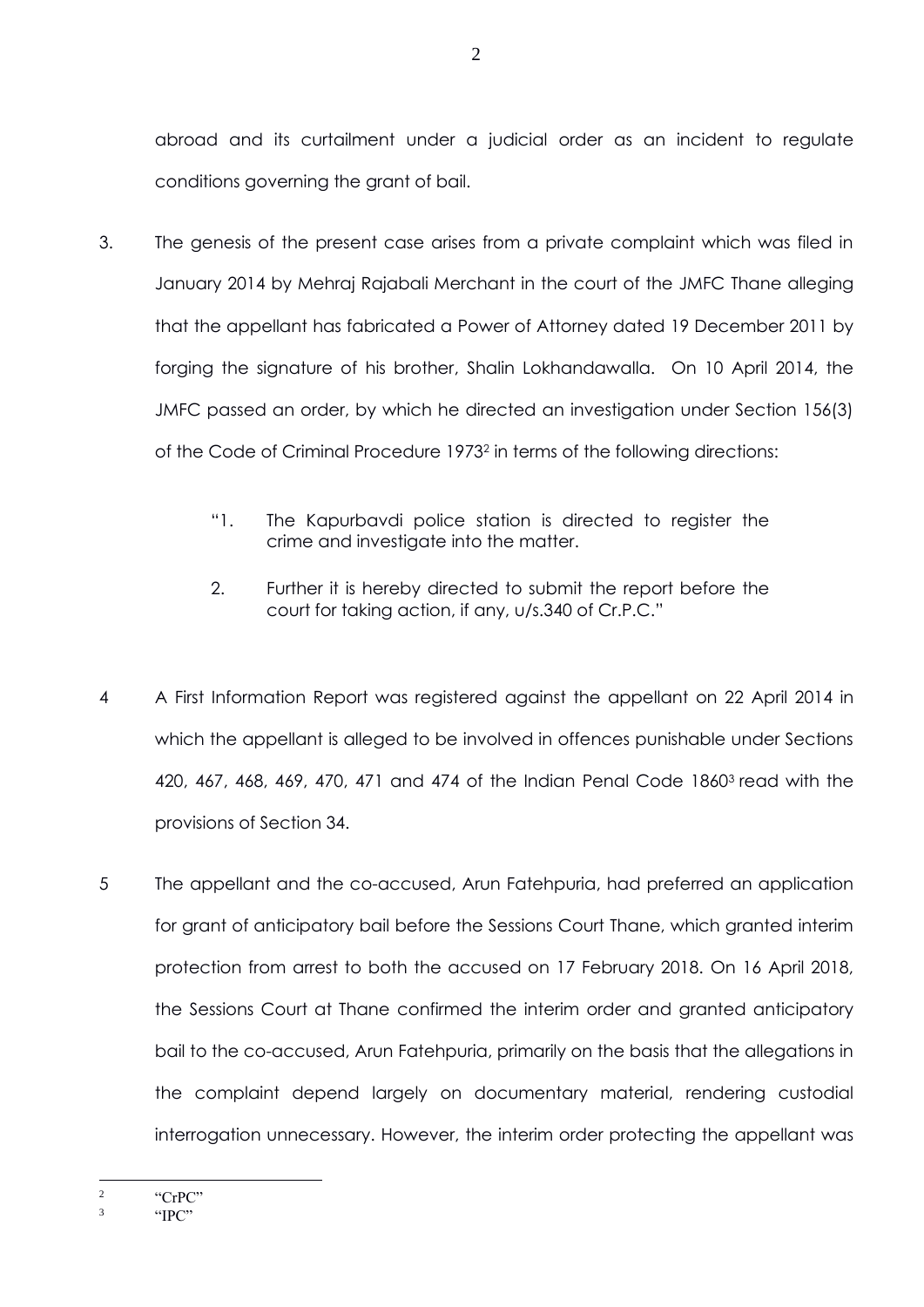abroad and its curtailment under a judicial order as an incident to regulate conditions governing the grant of bail.

3. The genesis of the present case arises from a private complaint which was filed in January 2014 by Mehraj Rajabali Merchant in the court of the JMFC Thane alleging that the appellant has fabricated a Power of Attorney dated 19 December 2011 by forging the signature of his brother, Shalin Lokhandawalla. On 10 April 2014, the JMFC passed an order, by which he directed an investigation under Section 156(3) of the Code of Criminal Procedure 1973[2] in terms of the following directions:

> "1. The Kapurbavdi police station is directed to register the crime and investigate into the matter.
>
> 2. Further it is hereby directed to submit the report before the court for taking action, if any, u/s.340 of Cr.P.C."

4 A First Information Report was registered against the appellant on 22 April 2014 in which the appellant is alleged to be involved in offences punishable under Sections 420, 467, 468, 469, 470, 471 and 474 of the Indian Penal Code 1860[3] read with the provisions of Section 34.

5 The appellant and the co-accused, Arun Fatehpuria, had preferred an application for grant of anticipatory bail before the Sessions Court Thane, which granted interim protection from arrest to both the accused on 17 February 2018. On 16 April 2018, the Sessions Court at Thane confirmed the interim order and granted anticipatory bail to the co-accused, Arun Fatehpuria, primarily on the basis that the allegations in the complaint depend largely on documentary material, rendering custodial interrogation unnecessary. However, the interim order protecting the appellant was

---

[2] "CrPC"

[3] "IPC"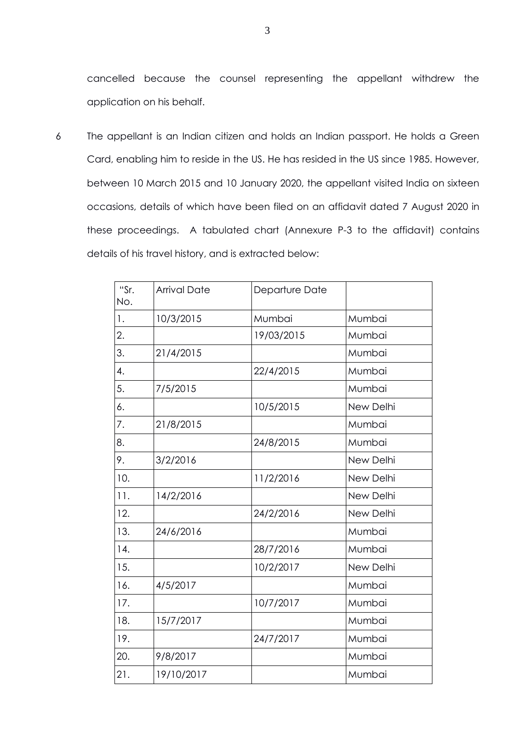cancelled because the counsel representing the appellant withdrew the application on his behalf.

6 The appellant is an Indian citizen and holds an Indian passport. He holds a Green Card, enabling him to reside in the US. He has resided in the US since 1985. However, between 10 March 2015 and 10 January 2020, the appellant visited India on sixteen occasions, details of which have been filed on an affidavit dated 7 August 2020 in these proceedings. A tabulated chart (Annexure P-3 to the affidavit) contains details of his travel history, and is extracted below:

| "Sr. No. | Arrival Date | Departure Date | |
|---|---|---|---|
| 1. | 10/3/2015 | Mumbai | Mumbai |
| 2. | | 19/03/2015 | Mumbai |
| 3. | 21/4/2015 | | Mumbai |
| 4. | | 22/4/2015 | Mumbai |
| 5. | 7/5/2015 | | Mumbai |
| 6. | | 10/5/2015 | New Delhi |
| 7. | 21/8/2015 | | Mumbai |
| 8. | | 24/8/2015 | Mumbai |
| 9. | 3/2/2016 | | New Delhi |
| 10. | | 11/2/2016 | New Delhi |
| 11. | 14/2/2016 | | New Delhi |
| 12. | | 24/2/2016 | New Delhi |
| 13. | 24/6/2016 | | Mumbai |
| 14. | | 28/7/2016 | Mumbai |
| 15. | | 10/2/2017 | New Delhi |
| 16. | 4/5/2017 | | Mumbai |
| 17. | | 10/7/2017 | Mumbai |
| 18. | 15/7/2017 | | Mumbai |
| 19. | | 24/7/2017 | Mumbai |
| 20. | 9/8/2017 | | Mumbai |
| 21. | 19/10/2017 | | Mumbai |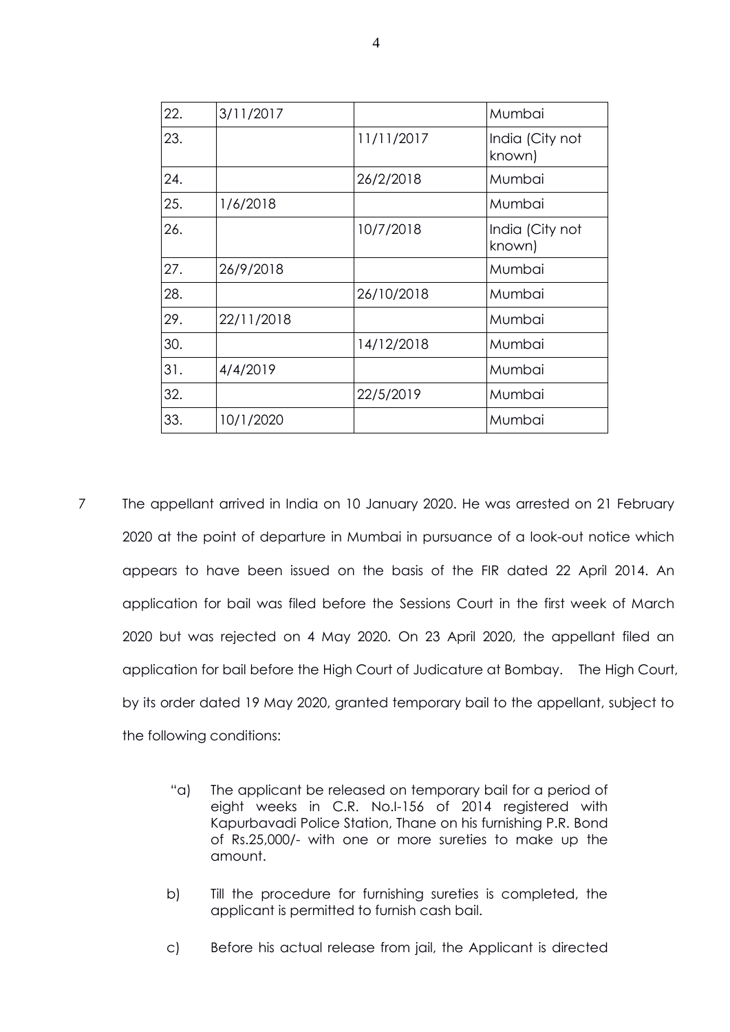| 22. | 3/11/2017 | | Mumbai |
|---|---|---|---|
| 23. | | 11/11/2017 | India (City not known) |
| 24. | | 26/2/2018 | Mumbai |
| 25. | 1/6/2018 | | Mumbai |
| 26. | | 10/7/2018 | India (City not known) |
| 27. | 26/9/2018 | | Mumbai |
| 28. | | 26/10/2018 | Mumbai |
| 29. | 22/11/2018 | | Mumbai |
| 30. | | 14/12/2018 | Mumbai |
| 31. | 4/4/2019 | | Mumbai |
| 32. | | 22/5/2019 | Mumbai |
| 33. | 10/1/2020 | | Mumbai |

7 The appellant arrived in India on 10 January 2020. He was arrested on 21 February 2020 at the point of departure in Mumbai in pursuance of a look-out notice which appears to have been issued on the basis of the FIR dated 22 April 2014. An application for bail was filed before the Sessions Court in the first week of March 2020 but was rejected on 4 May 2020. On 23 April 2020, the appellant filed an application for bail before the High Court of Judicature at Bombay. The High Court, by its order dated 19 May 2020, granted temporary bail to the appellant, subject to the following conditions:

> "a) The applicant be released on temporary bail for a period of eight weeks in C.R. No.I-156 of 2014 registered with Kapurbavadi Police Station, Thane on his furnishing P.R. Bond of Rs.25,000/- with one or more sureties to make up the amount.
>
> b) Till the procedure for furnishing sureties is completed, the applicant is permitted to furnish cash bail.
>
> c) Before his actual release from jail, the Applicant is directed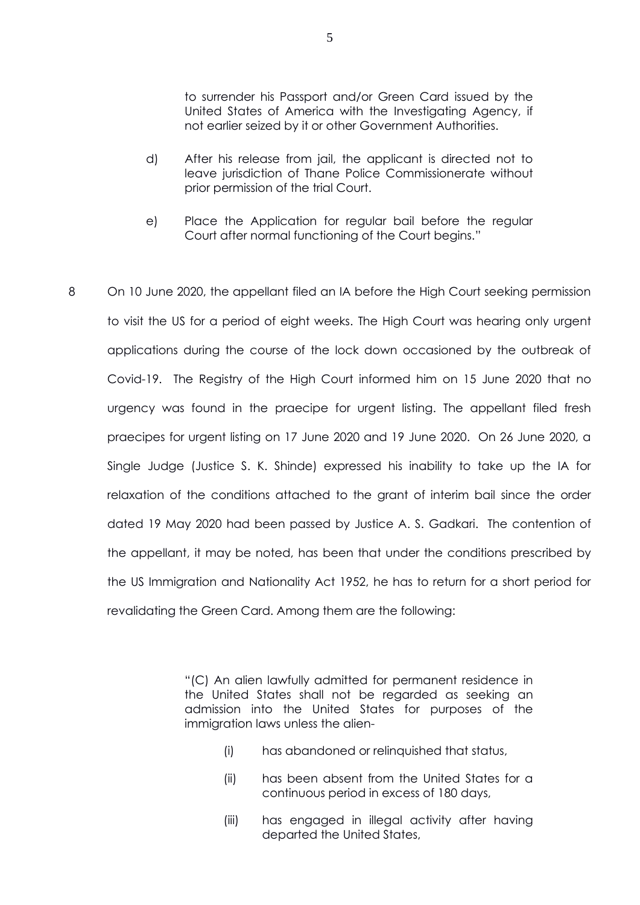> to surrender his Passport and/or Green Card issued by the United States of America with the Investigating Agency, if not earlier seized by it or other Government Authorities.
>
> d) After his release from jail, the applicant is directed not to leave jurisdiction of Thane Police Commissionerate without prior permission of the trial Court.
>
> e) Place the Application for regular bail before the regular Court after normal functioning of the Court begins."

8 On 10 June 2020, the appellant filed an IA before the High Court seeking permission to visit the US for a period of eight weeks. The High Court was hearing only urgent applications during the course of the lock down occasioned by the outbreak of Covid-19. The Registry of the High Court informed him on 15 June 2020 that no urgency was found in the praecipe for urgent listing. The appellant filed fresh praecipes for urgent listing on 17 June 2020 and 19 June 2020. On 26 June 2020, a Single Judge (Justice S. K. Shinde) expressed his inability to take up the IA for relaxation of the conditions attached to the grant of interim bail since the order dated 19 May 2020 had been passed by Justice A. S. Gadkari. The contention of the appellant, it may be noted, has been that under the conditions prescribed by the US Immigration and Nationality Act 1952, he has to return for a short period for revalidating the Green Card. Among them are the following:

> "(C) An alien lawfully admitted for permanent residence in the United States shall not be regarded as seeking an admission into the United States for purposes of the immigration laws unless the alien-
>
> (i) has abandoned or relinquished that status,
>
> (ii) has been absent from the United States for a continuous period in excess of 180 days,
>
> (iii) has engaged in illegal activity after having departed the United States,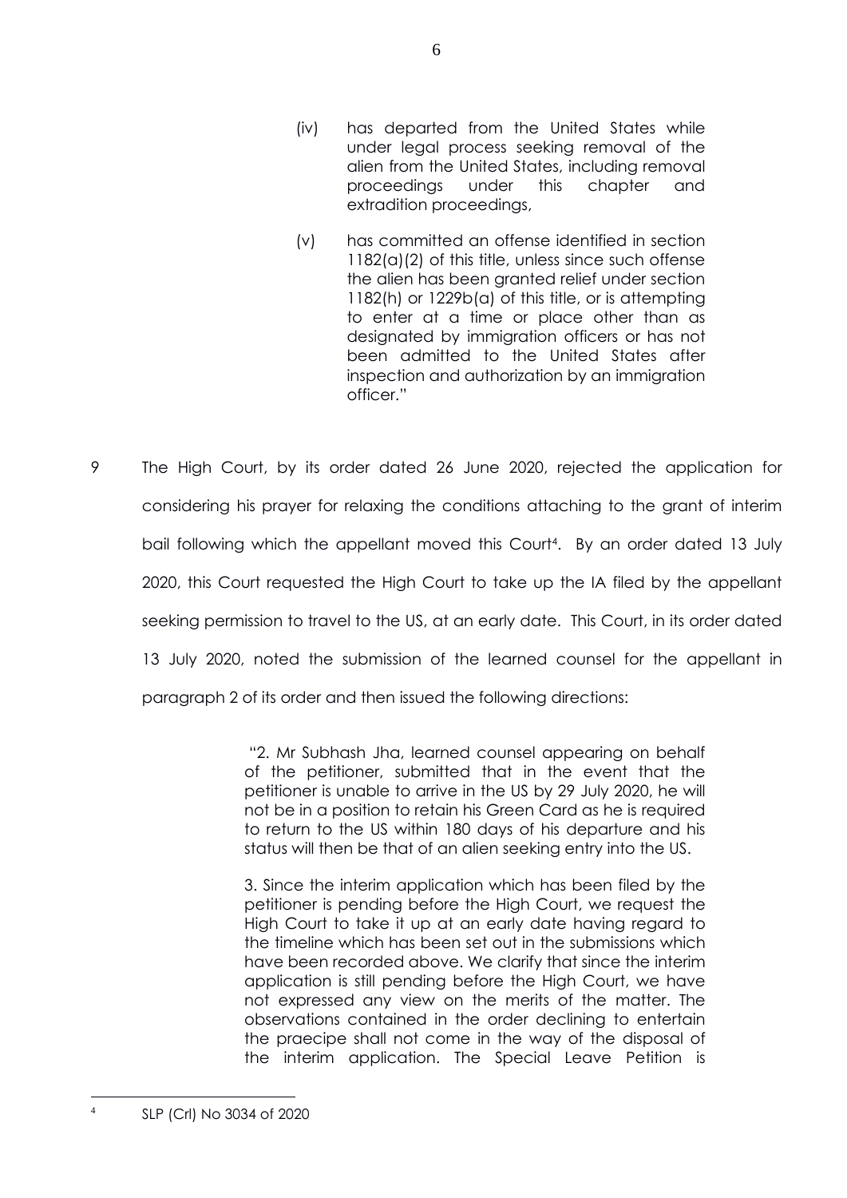> (iv) has departed from the United States while under legal process seeking removal of the alien from the United States, including removal proceedings under this chapter and extradition proceedings,
>
> (v) has committed an offense identified in section 1182(a)(2) of this title, unless since such offense the alien has been granted relief under section 1182(h) or 1229b(a) of this title, or is attempting to enter at a time or place other than as designated by immigration officers or has not been admitted to the United States after inspection and authorization by an immigration officer."

9 The High Court, by its order dated 26 June 2020, rejected the application for considering his prayer for relaxing the conditions attaching to the grant of interim bail following which the appellant moved this Court[4]. By an order dated 13 July 2020, this Court requested the High Court to take up the IA filed by the appellant seeking permission to travel to the US, at an early date. This Court, in its order dated 13 July 2020, noted the submission of the learned counsel for the appellant in paragraph 2 of its order and then issued the following directions:

> "2. Mr Subhash Jha, learned counsel appearing on behalf of the petitioner, submitted that in the event that the petitioner is unable to arrive in the US by 29 July 2020, he will not be in a position to retain his Green Card as he is required to return to the US within 180 days of his departure and his status will then be that of an alien seeking entry into the US.
>
> 3. Since the interim application which has been filed by the petitioner is pending before the High Court, we request the High Court to take it up at an early date having regard to the timeline which has been set out in the submissions which have been recorded above. We clarify that since the interim application is still pending before the High Court, we have not expressed any view on the merits of the matter. The observations contained in the order declining to entertain the praecipe shall not come in the way of the disposal of the interim application. The Special Leave Petition is

---

[4] SLP (Crl) No 3034 of 2020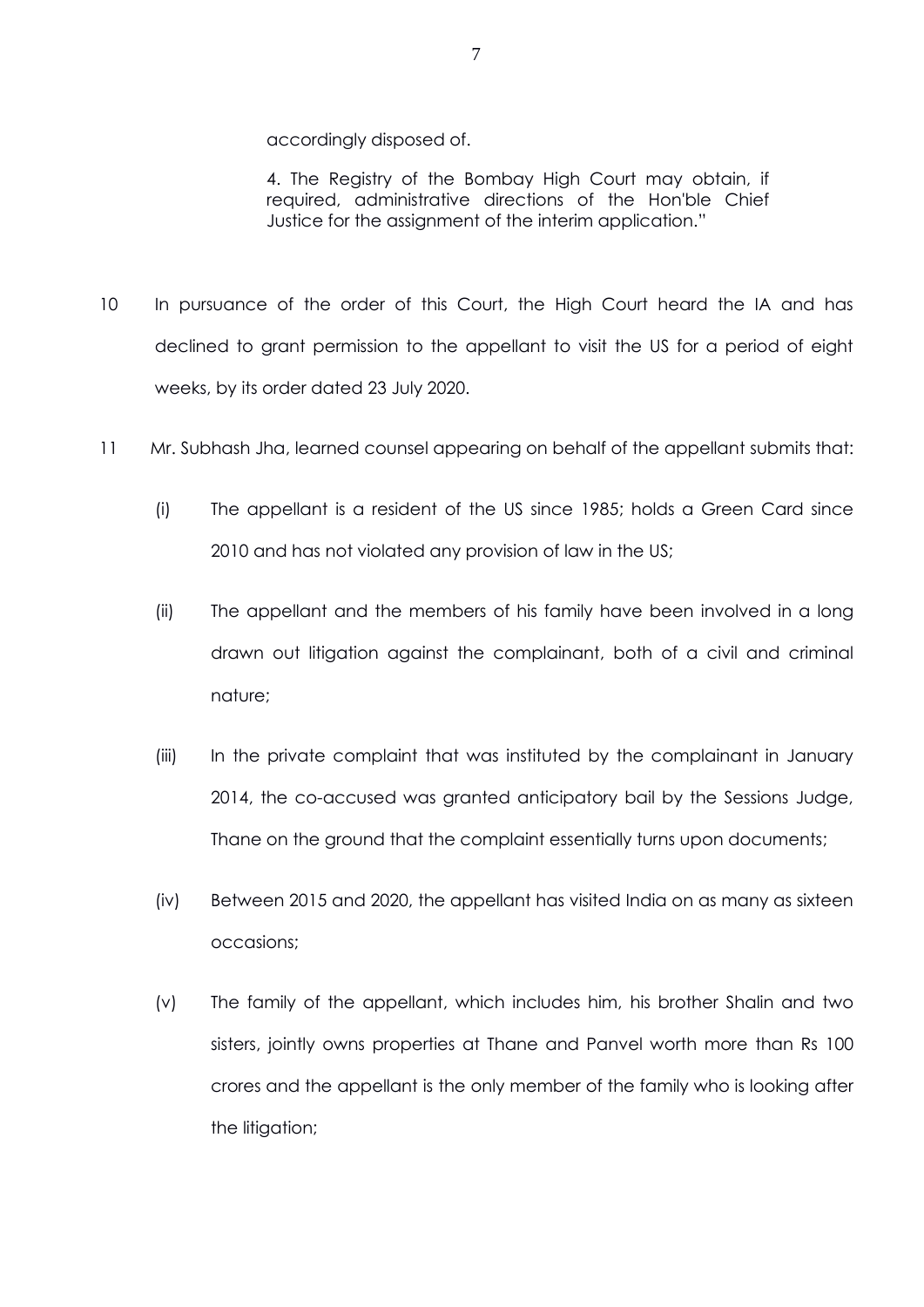> accordingly disposed of.
>
> 4. The Registry of the Bombay High Court may obtain, if required, administrative directions of the Hon'ble Chief Justice for the assignment of the interim application."

10 In pursuance of the order of this Court, the High Court heard the IA and has declined to grant permission to the appellant to visit the US for a period of eight weeks, by its order dated 23 July 2020.

11 Mr. Subhash Jha, learned counsel appearing on behalf of the appellant submits that:

(i) The appellant is a resident of the US since 1985; holds a Green Card since 2010 and has not violated any provision of law in the US;

(ii) The appellant and the members of his family have been involved in a long drawn out litigation against the complainant, both of a civil and criminal nature;

(iii) In the private complaint that was instituted by the complainant in January 2014, the co-accused was granted anticipatory bail by the Sessions Judge, Thane on the ground that the complaint essentially turns upon documents;

(iv) Between 2015 and 2020, the appellant has visited India on as many as sixteen occasions;

(v) The family of the appellant, which includes him, his brother Shalin and two sisters, jointly owns properties at Thane and Panvel worth more than Rs 100 crores and the appellant is the only member of the family who is looking after the litigation;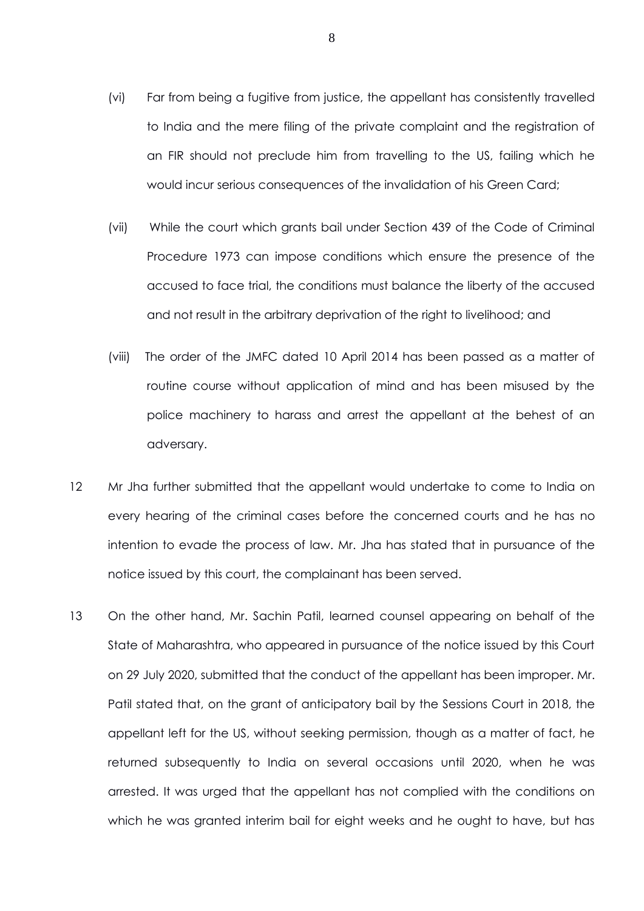(vi) Far from being a fugitive from justice, the appellant has consistently travelled to India and the mere filing of the private complaint and the registration of an FIR should not preclude him from travelling to the US, failing which he would incur serious consequences of the invalidation of his Green Card;

(vii) While the court which grants bail under Section 439 of the Code of Criminal Procedure 1973 can impose conditions which ensure the presence of the accused to face trial, the conditions must balance the liberty of the accused and not result in the arbitrary deprivation of the right to livelihood; and

(viii) The order of the JMFC dated 10 April 2014 has been passed as a matter of routine course without application of mind and has been misused by the police machinery to harass and arrest the appellant at the behest of an adversary.

12 Mr Jha further submitted that the appellant would undertake to come to India on every hearing of the criminal cases before the concerned courts and he has no intention to evade the process of law. Mr. Jha has stated that in pursuance of the notice issued by this court, the complainant has been served.

13 On the other hand, Mr. Sachin Patil, learned counsel appearing on behalf of the State of Maharashtra, who appeared in pursuance of the notice issued by this Court on 29 July 2020, submitted that the conduct of the appellant has been improper. Mr. Patil stated that, on the grant of anticipatory bail by the Sessions Court in 2018, the appellant left for the US, without seeking permission, though as a matter of fact, he returned subsequently to India on several occasions until 2020, when he was arrested. It was urged that the appellant has not complied with the conditions on which he was granted interim bail for eight weeks and he ought to have, but has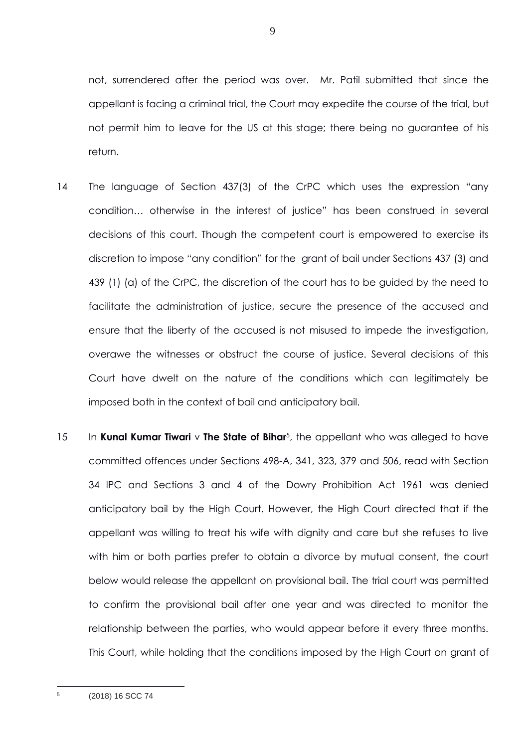not, surrendered after the period was over. Mr. Patil submitted that since the appellant is facing a criminal trial, the Court may expedite the course of the trial, but not permit him to leave for the US at this stage; there being no guarantee of his return.

14 The language of Section 437(3) of the CrPC which uses the expression "any condition… otherwise in the interest of justice" has been construed in several decisions of this court. Though the competent court is empowered to exercise its discretion to impose "any condition" for the grant of bail under Sections 437 (3) and 439 (1) (a) of the CrPC, the discretion of the court has to be guided by the need to facilitate the administration of justice, secure the presence of the accused and ensure that the liberty of the accused is not misused to impede the investigation, overawe the witnesses or obstruct the course of justice. Several decisions of this Court have dwelt on the nature of the conditions which can legitimately be imposed both in the context of bail and anticipatory bail.

15 In **Kunal Kumar Tiwari** v **The State of Bihar**[5], the appellant who was alleged to have committed offences under Sections 498-A, 341, 323, 379 and 506, read with Section 34 IPC and Sections 3 and 4 of the Dowry Prohibition Act 1961 was denied anticipatory bail by the High Court. However, the High Court directed that if the appellant was willing to treat his wife with dignity and care but she refuses to live with him or both parties prefer to obtain a divorce by mutual consent, the court below would release the appellant on provisional bail. The trial court was permitted to confirm the provisional bail after one year and was directed to monitor the relationship between the parties, who would appear before it every three months. This Court, while holding that the conditions imposed by the High Court on grant of

[5] (2018) 16 SCC 74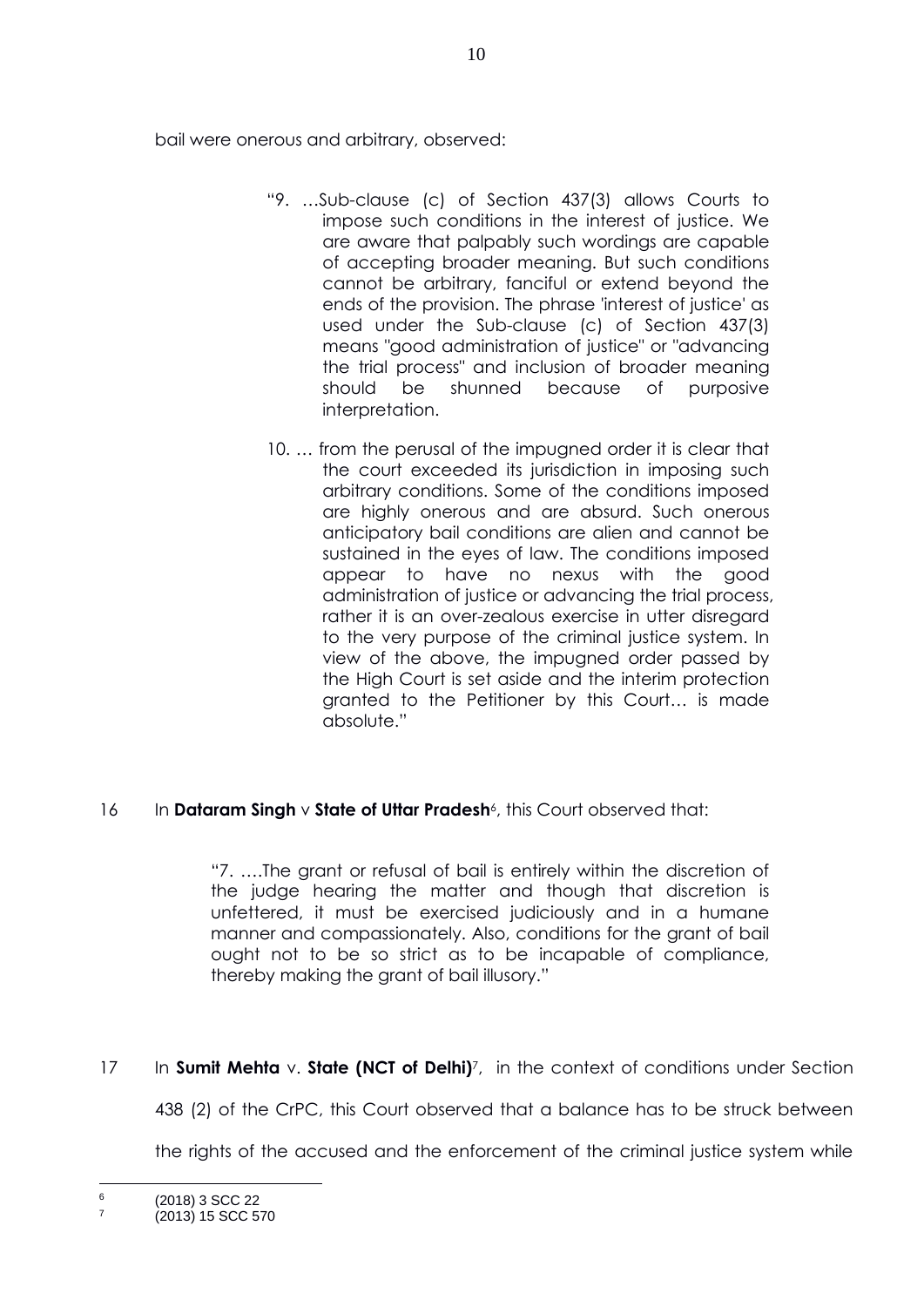bail were onerous and arbitrary, observed:

> "9. …Sub-clause (c) of Section 437(3) allows Courts to impose such conditions in the interest of justice. We are aware that palpably such wordings are capable of accepting broader meaning. But such conditions cannot be arbitrary, fanciful or extend beyond the ends of the provision. The phrase 'interest of justice' as used under the Sub-clause (c) of Section 437(3) means "good administration of justice" or "advancing the trial process" and inclusion of broader meaning should be shunned because of purposive interpretation.
>
> 10. … from the perusal of the impugned order it is clear that the court exceeded its jurisdiction in imposing such arbitrary conditions. Some of the conditions imposed are highly onerous and are absurd. Such onerous anticipatory bail conditions are alien and cannot be sustained in the eyes of law. The conditions imposed appear to have no nexus with the good administration of justice or advancing the trial process, rather it is an over-zealous exercise in utter disregard to the very purpose of the criminal justice system. In view of the above, the impugned order passed by the High Court is set aside and the interim protection granted to the Petitioner by this Court… is made absolute."

16 In **Dataram Singh** v **State of Uttar Pradesh**[6], this Court observed that:

> "7. ….The grant or refusal of bail is entirely within the discretion of the judge hearing the matter and though that discretion is unfettered, it must be exercised judiciously and in a humane manner and compassionately. Also, conditions for the grant of bail ought not to be so strict as to be incapable of compliance, thereby making the grant of bail illusory."

17 In **Sumit Mehta** v. **State (NCT of Delhi)**[7], in the context of conditions under Section 438 (2) of the CrPC, this Court observed that a balance has to be struck between the rights of the accused and the enforcement of the criminal justice system while

---

[6] (2018) 3 SCC 22

[7] (2013) 15 SCC 570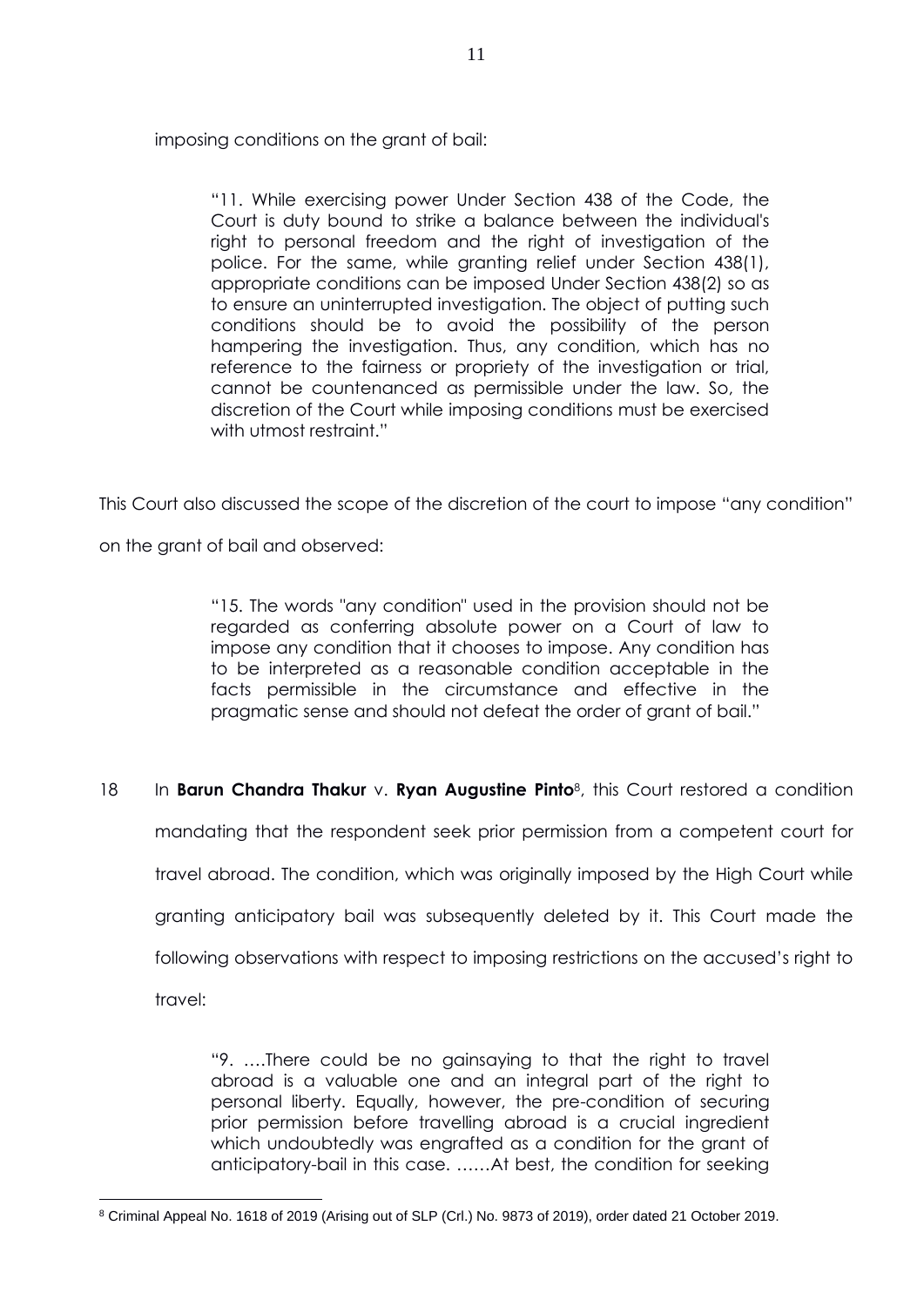imposing conditions on the grant of bail:

> "11. While exercising power Under Section 438 of the Code, the Court is duty bound to strike a balance between the individual's right to personal freedom and the right of investigation of the police. For the same, while granting relief under Section 438(1), appropriate conditions can be imposed Under Section 438(2) so as to ensure an uninterrupted investigation. The object of putting such conditions should be to avoid the possibility of the person hampering the investigation. Thus, any condition, which has no reference to the fairness or propriety of the investigation or trial, cannot be countenanced as permissible under the law. So, the discretion of the Court while imposing conditions must be exercised with utmost restraint."

This Court also discussed the scope of the discretion of the court to impose "any condition" on the grant of bail and observed:

> "15. The words "any condition" used in the provision should not be regarded as conferring absolute power on a Court of law to impose any condition that it chooses to impose. Any condition has to be interpreted as a reasonable condition acceptable in the facts permissible in the circumstance and effective in the pragmatic sense and should not defeat the order of grant of bail."

18 In **Barun Chandra Thakur** v. **Ryan Augustine Pinto**[8], this Court restored a condition mandating that the respondent seek prior permission from a competent court for travel abroad. The condition, which was originally imposed by the High Court while granting anticipatory bail was subsequently deleted by it. This Court made the following observations with respect to imposing restrictions on the accused's right to travel:

> "9. ….There could be no gainsaying to that the right to travel abroad is a valuable one and an integral part of the right to personal liberty. Equally, however, the pre-condition of securing prior permission before travelling abroad is a crucial ingredient which undoubtedly was engrafted as a condition for the grant of anticipatory-bail in this case. ……At best, the condition for seeking

---

[8] Criminal Appeal No. 1618 of 2019 (Arising out of SLP (Crl.) No. 9873 of 2019), order dated 21 October 2019.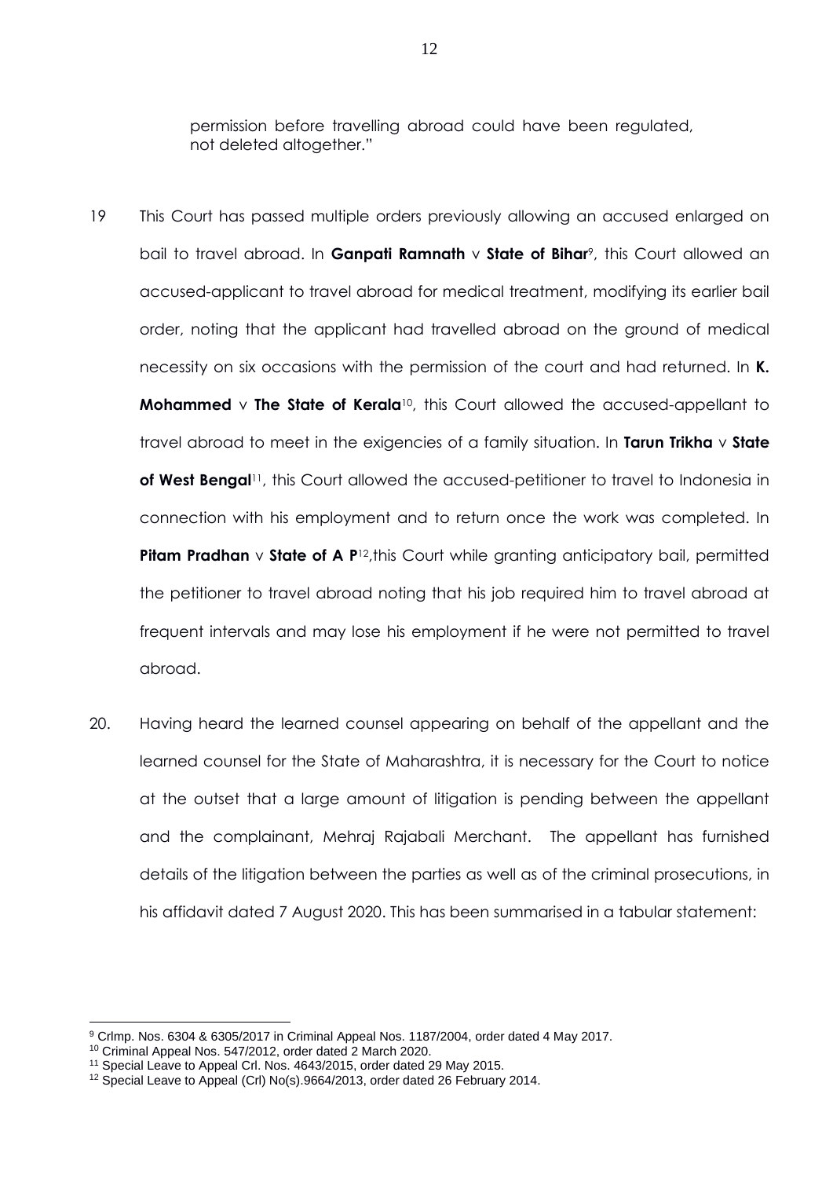permission before travelling abroad could have been regulated, not deleted altogether."

19 This Court has passed multiple orders previously allowing an accused enlarged on bail to travel abroad. In **Ganpati Ramnath** v **State of Bihar**[9], this Court allowed an accused-applicant to travel abroad for medical treatment, modifying its earlier bail order, noting that the applicant had travelled abroad on the ground of medical necessity on six occasions with the permission of the court and had returned. In **K. Mohammed** v **The State of Kerala**[10], this Court allowed the accused-appellant to travel abroad to meet in the exigencies of a family situation. In **Tarun Trikha** v **State of West Bengal**[11], this Court allowed the accused-petitioner to travel to Indonesia in connection with his employment and to return once the work was completed. In **Pitam Pradhan** v **State of A P**[12],this Court while granting anticipatory bail, permitted the petitioner to travel abroad noting that his job required him to travel abroad at frequent intervals and may lose his employment if he were not permitted to travel abroad.

20. Having heard the learned counsel appearing on behalf of the appellant and the learned counsel for the State of Maharashtra, it is necessary for the Court to notice at the outset that a large amount of litigation is pending between the appellant and the complainant, Mehraj Rajabali Merchant. The appellant has furnished details of the litigation between the parties as well as of the criminal prosecutions, in his affidavit dated 7 August 2020. This has been summarised in a tabular statement:

---

[9] CrImp. Nos. 6304 & 6305/2017 in Criminal Appeal Nos. 1187/2004, order dated 4 May 2017.

[10] Criminal Appeal Nos. 547/2012, order dated 2 March 2020.

[11] Special Leave to Appeal Crl. Nos. 4643/2015, order dated 29 May 2015.

[12] Special Leave to Appeal (Crl) No(s).9664/2013, order dated 26 February 2014.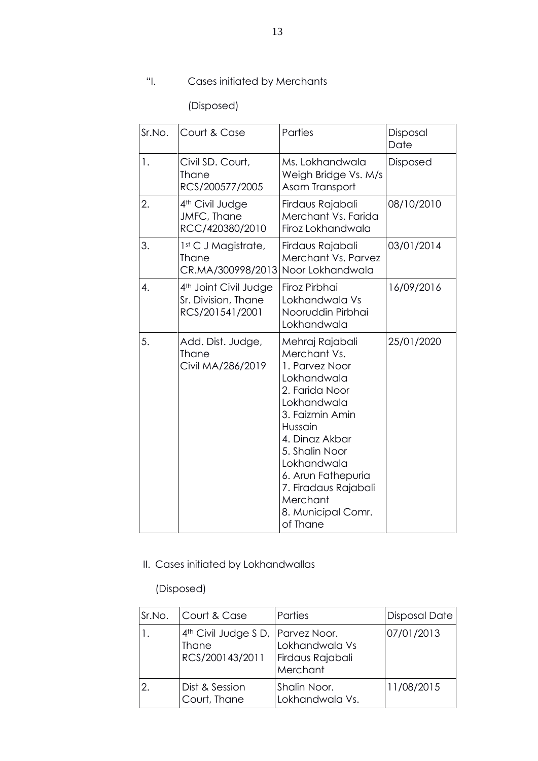"I. Cases initiated by Merchants

(Disposed)

| Sr.No. | Court & Case | Parties | Disposal Date |
|---|---|---|---|
| 1. | Civil SD. Court, Thane RCS/200577/2005 | Ms. Lokhandwala Weigh Bridge Vs. M/s Asam Transport | Disposed |
| 2. | 4th Civil Judge JMFC, Thane RCC/420380/2010 | Firdaus Rajabali Merchant Vs. Farida Firoz Lokhandwala | 08/10/2010 |
| 3. | 1st C J Magistrate, Thane CR.MA/300998/2013 | Firdaus Rajabali Merchant Vs. Parvez Noor Lokhandwala | 03/01/2014 |
| 4. | 4th Joint Civil Judge Sr. Division, Thane RCS/201541/2001 | Firoz Pirbhai Lokhandwala Vs Nooruddin Pirbhai Lokhandwala | 16/09/2016 |
| 5. | Add. Dist. Judge, Thane Civil MA/286/2019 | Mehraj Rajabali Merchant Vs. 1. Parvez Noor Lokhandwala 2. Farida Noor Lokhandwala 3. Faizmin Amin Hussain 4. Dinaz Akbar 5. Shalin Noor Lokhandwala 6. Arun Fathepuria 7. Firadaus Rajabali Merchant 8. Municipal Comr. of Thane | 25/01/2020 |

II. Cases initiated by Lokhandwallas

(Disposed)

| Sr.No. | Court & Case | Parties | Disposal Date |
|---|---|---|---|
| 1. | 4th Civil Judge S D, Thane RCS/200143/2011 | Parvez Noor. Lokhandwala Vs Firdaus Rajabali Merchant | 07/01/2013 |
| 2. | Dist & Session Court, Thane | Shalin Noor. Lokhandwala Vs. | 11/08/2015 |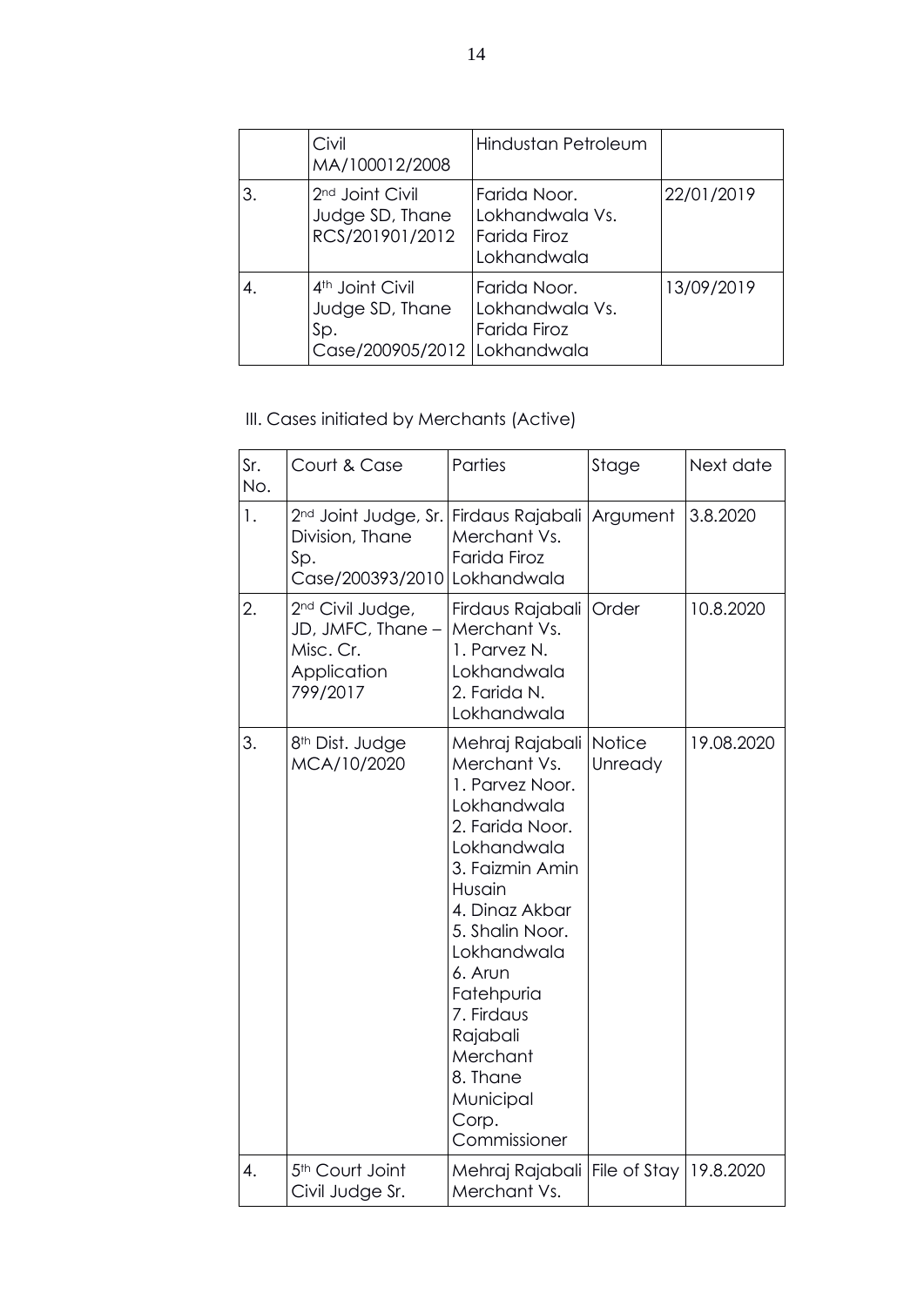| | | | |
|---|---|---|---|
| | Civil MA/100012/2008 | Hindustan Petroleum | |
| 3. | 2nd Joint Civil Judge SD, Thane RCS/201901/2012 | Farida Noor. Lokhandwala Vs. Farida Firoz Lokhandwala | 22/01/2019 |
| 4. | 4th Joint Civil Judge SD, Thane Sp. Case/200905/2012 | Farida Noor. Lokhandwala Vs. Farida Firoz Lokhandwala | 13/09/2019 |

III. Cases initiated by Merchants (Active)

| Sr. No. | Court & Case | Parties | Stage | Next date |
|---|---|---|---|---|
| 1. | 2nd Joint Judge, Sr. Division, Thane Sp. Case/200393/2010 | Firdaus Rajabali Merchant Vs. Farida Firoz Lokhandwala | Argument | 3.8.2020 |
| 2. | 2nd Civil Judge, JD, JMFC, Thane – Misc. Cr. Application 799/2017 | Firdaus Rajabali Merchant Vs. 1. Parvez N. Lokhandwala 2. Farida N. Lokhandwala | Order | 10.8.2020 |
| 3. | 8th Dist. Judge MCA/10/2020 | Mehraj Rajabali Merchant Vs. 1. Parvez Noor. Lokhandwala 2. Farida Noor. Lokhandwala 3. Faizmin Amin Husain 4. Dinaz Akbar 5. Shalin Noor. Lokhandwala 6. Arun Fatehpuria 7. Firdaus Rajabali Merchant 8. Thane Municipal Corp. Commissioner | Notice Unready | 19.08.2020 |
| 4. | 5th Court Joint Civil Judge Sr. | Mehraj Rajabali Merchant Vs. | File of Stay | 19.8.2020 |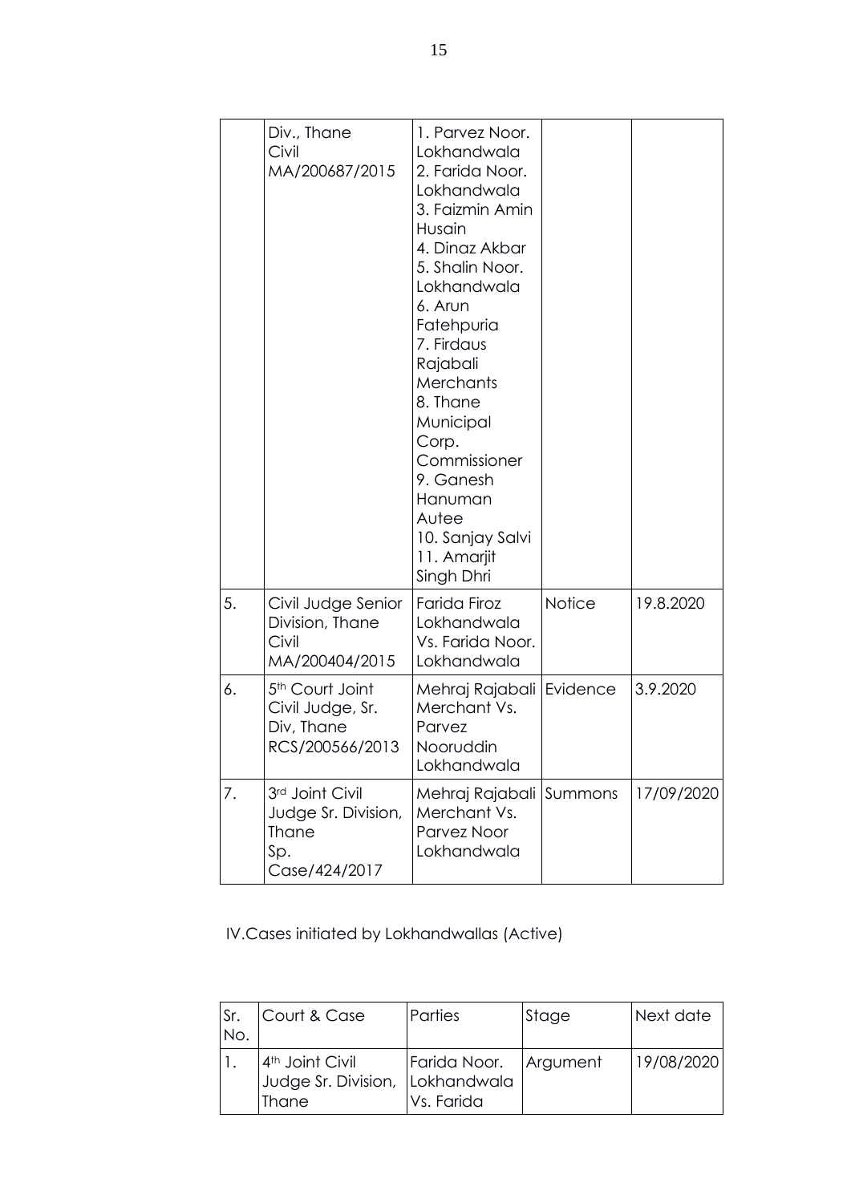| | | | | |
|---|---|---|---|---|
| | Div., Thane Civil MA/200687/2015 | 1. Parvez Noor. Lokhandwala 2. Farida Noor. Lokhandwala 3. Faizmin Amin Husain 4. Dinaz Akbar 5. Shalin Noor. Lokhandwala 6. Arun Fatehpuria 7. Firdaus Rajabali Merchants 8. Thane Municipal Corp. Commissioner 9. Ganesh Hanuman Autee 10. Sanjay Salvi 11. Amarjit Singh Dhri | | |
| 5. | Civil Judge Senior Division, Thane Civil MA/200404/2015 | Farida Firoz Lokhandwala Vs. Farida Noor. Lokhandwala | Notice | 19.8.2020 |
| 6. | 5th Court Joint Civil Judge, Sr. Div, Thane RCS/200566/2013 | Mehraj Rajabali Merchant Vs. Parvez Nooruddin Lokhandwala | Evidence | 3.9.2020 |
| 7. | 3rd Joint Civil Judge Sr. Division, Thane Sp. Case/424/2017 | Mehraj Rajabali Merchant Vs. Parvez Noor Lokhandwala | Summons | 17/09/2020 |

IV.Cases initiated by Lokhandwallas (Active)

| Sr. No. | Court & Case | Parties | Stage | Next date |
|---|---|---|---|---|
| 1. | 4th Joint Civil Judge Sr. Division, Thane | Farida Noor. Lokhandwala Vs. Farida | Argument | 19/08/2020 |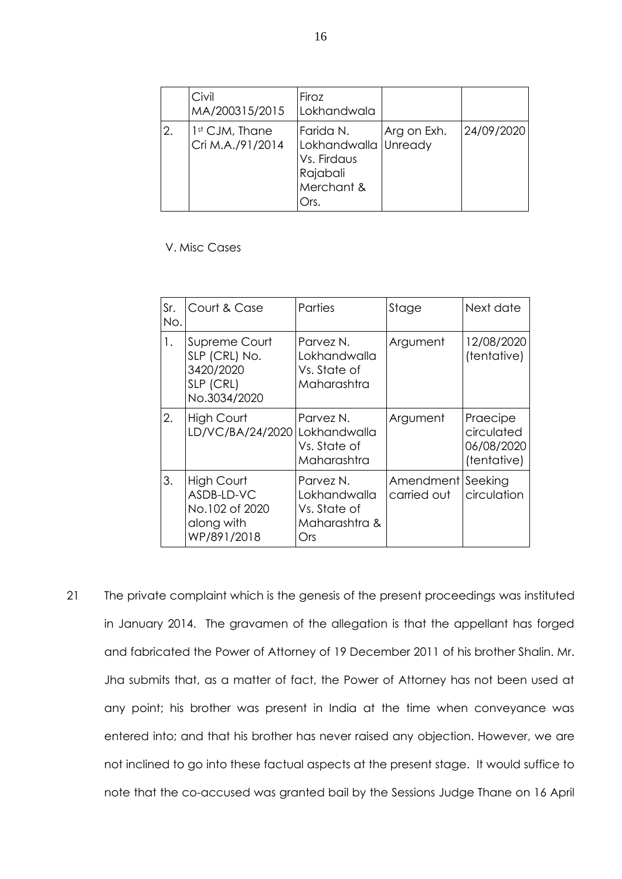| | Civil MA/200315/2015 | Firoz Lokhandwala | | |
|---|---|---|---|---|
| 2. | 1st CJM, Thane Cri M.A./91/2014 | Farida N. Lokhandwalla Vs. Firdaus Rajabali Merchant & Ors. | Arg on Exh. Unready | 24/09/2020 |

V. Misc Cases

| Sr. No. | Court & Case | Parties | Stage | Next date |
|---|---|---|---|---|
| 1. | Supreme Court SLP (CRL) No. 3420/2020 SLP (CRL) No.3034/2020 | Parvez N. Lokhandwalla Vs. State of Maharashtra | Argument | 12/08/2020 (tentative) |
| 2. | High Court LD/VC/BA/24/2020 | Parvez N. Lokhandwalla Vs. State of Maharashtra | Argument | Praecipe circulated 06/08/2020 (tentative) |
| 3. | High Court ASDB-LD-VC No.102 of 2020 along with WP/891/2018 | Parvez N. Lokhandwalla Vs. State of Maharashtra & Ors | Amendment carried out | Seeking circulation |

21 The private complaint which is the genesis of the present proceedings was instituted in January 2014. The gravamen of the allegation is that the appellant has forged and fabricated the Power of Attorney of 19 December 2011 of his brother Shalin. Mr. Jha submits that, as a matter of fact, the Power of Attorney has not been used at any point; his brother was present in India at the time when conveyance was entered into; and that his brother has never raised any objection. However, we are not inclined to go into these factual aspects at the present stage. It would suffice to note that the co-accused was granted bail by the Sessions Judge Thane on 16 April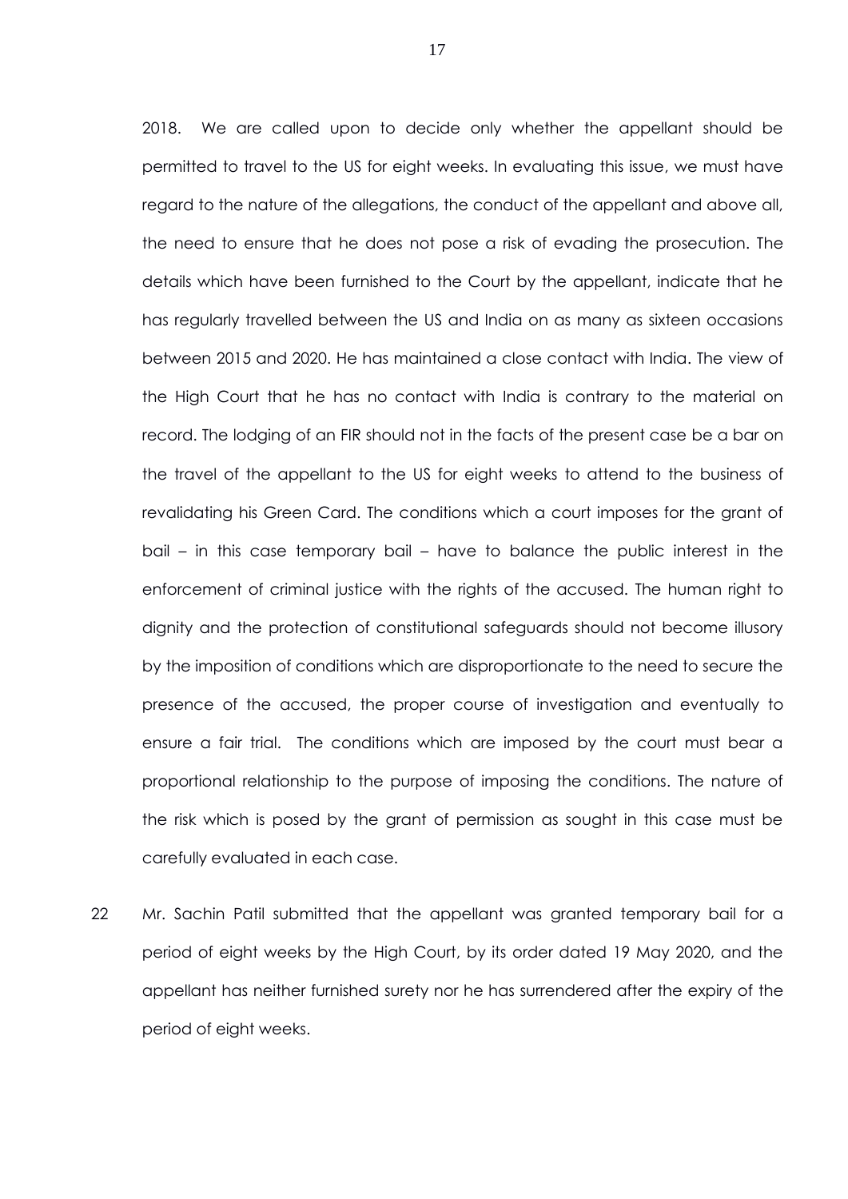2018. We are called upon to decide only whether the appellant should be permitted to travel to the US for eight weeks. In evaluating this issue, we must have regard to the nature of the allegations, the conduct of the appellant and above all, the need to ensure that he does not pose a risk of evading the prosecution. The details which have been furnished to the Court by the appellant, indicate that he has regularly travelled between the US and India on as many as sixteen occasions between 2015 and 2020. He has maintained a close contact with India. The view of the High Court that he has no contact with India is contrary to the material on record. The lodging of an FIR should not in the facts of the present case be a bar on the travel of the appellant to the US for eight weeks to attend to the business of revalidating his Green Card. The conditions which a court imposes for the grant of bail – in this case temporary bail – have to balance the public interest in the enforcement of criminal justice with the rights of the accused. The human right to dignity and the protection of constitutional safeguards should not become illusory by the imposition of conditions which are disproportionate to the need to secure the presence of the accused, the proper course of investigation and eventually to ensure a fair trial. The conditions which are imposed by the court must bear a proportional relationship to the purpose of imposing the conditions. The nature of the risk which is posed by the grant of permission as sought in this case must be carefully evaluated in each case.

22 Mr. Sachin Patil submitted that the appellant was granted temporary bail for a period of eight weeks by the High Court, by its order dated 19 May 2020, and the appellant has neither furnished surety nor he has surrendered after the expiry of the period of eight weeks.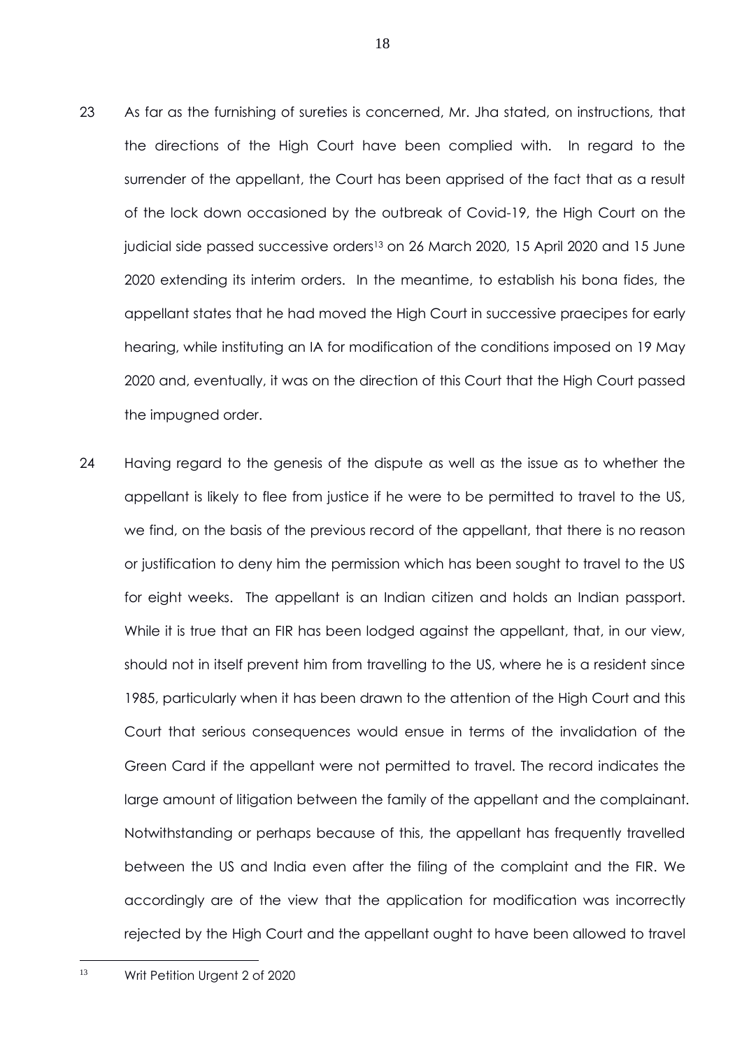23 As far as the furnishing of sureties is concerned, Mr. Jha stated, on instructions, that the directions of the High Court have been complied with. In regard to the surrender of the appellant, the Court has been apprised of the fact that as a result of the lock down occasioned by the outbreak of Covid-19, the High Court on the judicial side passed successive orders[13] on 26 March 2020, 15 April 2020 and 15 June 2020 extending its interim orders. In the meantime, to establish his bona fides, the appellant states that he had moved the High Court in successive praecipes for early hearing, while instituting an IA for modification of the conditions imposed on 19 May 2020 and, eventually, it was on the direction of this Court that the High Court passed the impugned order.

24 Having regard to the genesis of the dispute as well as the issue as to whether the appellant is likely to flee from justice if he were to be permitted to travel to the US, we find, on the basis of the previous record of the appellant, that there is no reason or justification to deny him the permission which has been sought to travel to the US for eight weeks. The appellant is an Indian citizen and holds an Indian passport. While it is true that an FIR has been lodged against the appellant, that, in our view, should not in itself prevent him from travelling to the US, where he is a resident since 1985, particularly when it has been drawn to the attention of the High Court and this Court that serious consequences would ensue in terms of the invalidation of the Green Card if the appellant were not permitted to travel. The record indicates the large amount of litigation between the family of the appellant and the complainant. Notwithstanding or perhaps because of this, the appellant has frequently travelled between the US and India even after the filing of the complaint and the FIR. We accordingly are of the view that the application for modification was incorrectly rejected by the High Court and the appellant ought to have been allowed to travel

[13] Writ Petition Urgent 2 of 2020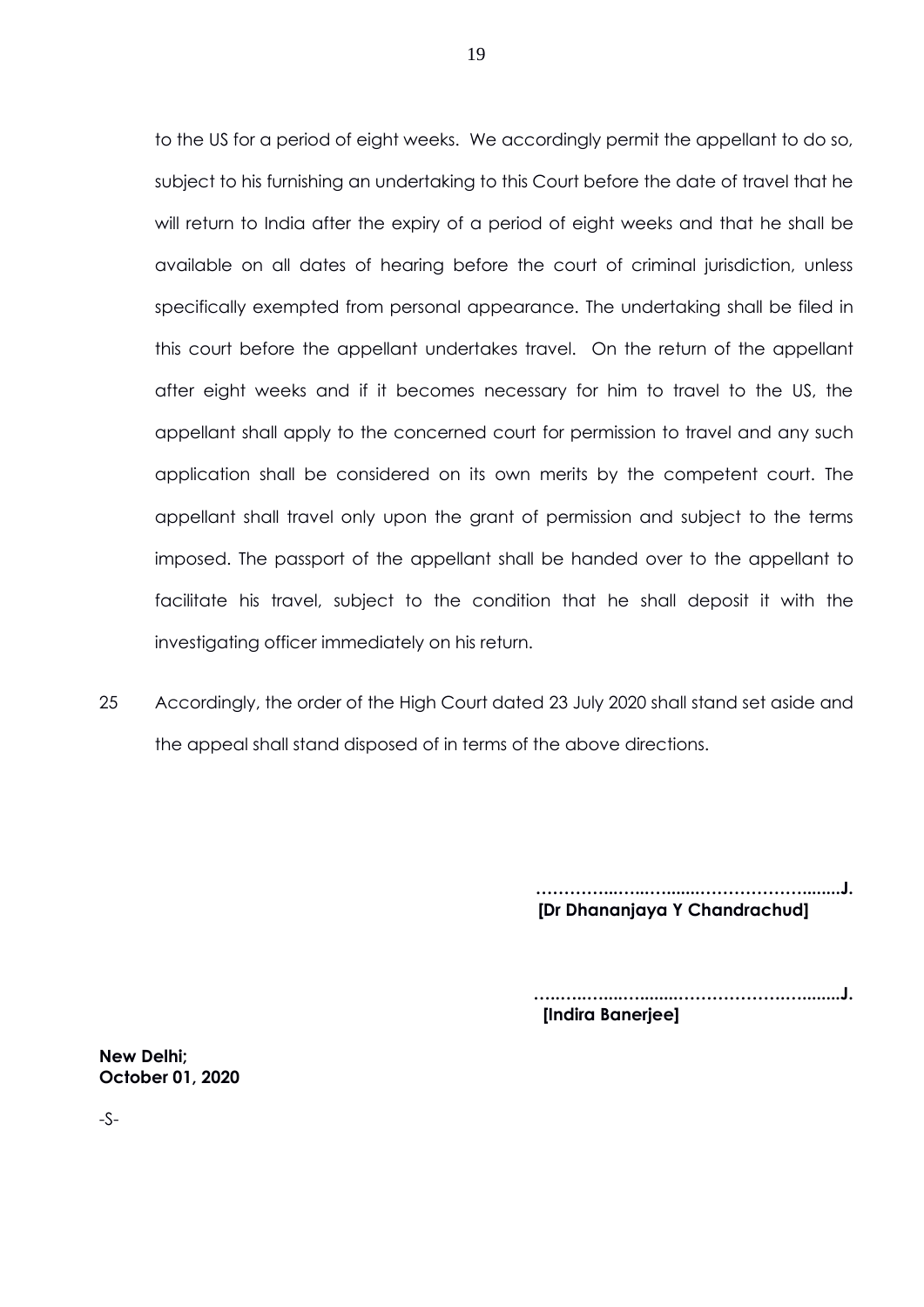to the US for a period of eight weeks. We accordingly permit the appellant to do so, subject to his furnishing an undertaking to this Court before the date of travel that he will return to India after the expiry of a period of eight weeks and that he shall be available on all dates of hearing before the court of criminal jurisdiction, unless specifically exempted from personal appearance. The undertaking shall be filed in this court before the appellant undertakes travel. On the return of the appellant after eight weeks and if it becomes necessary for him to travel to the US, the appellant shall apply to the concerned court for permission to travel and any such application shall be considered on its own merits by the competent court. The appellant shall travel only upon the grant of permission and subject to the terms imposed. The passport of the appellant shall be handed over to the appellant to facilitate his travel, subject to the condition that he shall deposit it with the investigating officer immediately on his return.

25 Accordingly, the order of the High Court dated 23 July 2020 shall stand set aside and the appeal shall stand disposed of in terms of the above directions.

**…………..…..….......……………….........J.**
**[Dr Dhananjaya Y Chandrachud]**

**…..…..….....….......…………………..........J.**
**[Indira Banerjee]**

**New Delhi;**
**October 01, 2020**

-S-